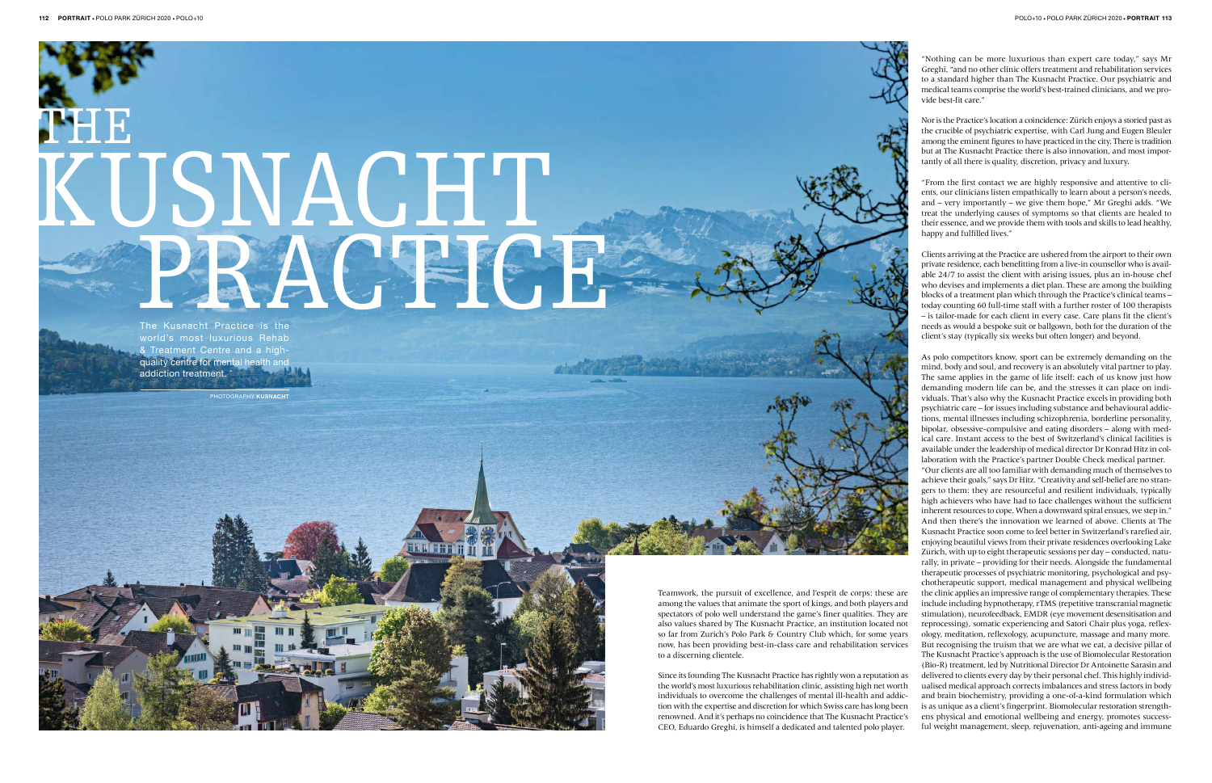# THE KUSNACHT PRACTICE

The Kusnacht Practice is the world's most luxurious Rehab & Treatment Centre and a high-quality centre for mental health and addiction treatment.

PHOTOGRAPHY **KUSNACHT**

Teamwork, the pursuit of excellence, and l'esprit de corps: these are among the values that animate the sport of kings, and both players and spectators of polo well understand the game's finer qualities. They are also values shared by The Kusnacht Practice, an institution located not so far from Zurich's Polo Park & Country Club which, for some years now, has been providing best-in-class care and rehabilitation services to a discerning clientele.

Since its founding The Kusnacht Practice has rightly won a reputation as the world's most luxurious rehabilitation clinic, assisting high net worth individuals to overcome the challenges of mental ill-health and addiction with the expertise and discretion for which Swiss care has long been renowned. And it's perhaps no coincidence that The Kusnacht Practice's CEO, Eduardo Greghi, is himself a dedicated and talented polo player.

"Nothing can be more luxurious than expert care today," says Mr Greghi, "and no other clinic offers treatment and rehabilitation services to a standard higher than The Kusnacht Practice. Our psychiatric and medical teams comprise the world's best-trained clinicians, and we provide best-fit care."

Nor is the Practice's location a coincidence: Zürich enjoys a storied past as the crucible of psychiatric expertise, with Carl Jung and Eugen Bleuler among the eminent figures to have practiced in the city. There is tradition but at The Kusnacht Practice there is also innovation, and most importantly of all there is quality, discretion, privacy and luxury.

"From the first contact we are highly responsive and attentive to clients, our clinicians listen empathically to learn about a person's needs, and – very importantly – we give them hope," Mr Greghi adds. "We treat the underlying causes of symptoms so that clients are healed to their essence, and we provide them with tools and skills to lead healthy, happy and fulfilled lives."

Clients arriving at the Practice are ushered from the airport to their own private residence, each benefitting from a live-in counsellor who is available 24/7 to assist the client with arising issues, plus an in-house chef who devises and implements a diet plan. These are among the building blocks of a treatment plan which through the Practice's clinical teams – today counting 60 full-time staff with a further roster of 100 therapists – is tailor-made for each client in every case. Care plans fit the client's needs as would a bespoke suit or ballgown, both for the duration of the client's stay (typically six weeks but often longer) and beyond.

As polo competitors know, sport can be extremely demanding on the mind, body and soul, and recovery is an absolutely vital partner to play. The same applies in the game of life itself: each of us know just how demanding modern life can be, and the stresses it can place on individuals. That's also why the Kusnacht Practice excels in providing both psychiatric care – for issues including substance and behavioural addictions, mental illnesses including schizophrenia, borderline personality, bipolar, obsessive-compulsive and eating disorders – along with medical care. Instant access to the best of Switzerland's clinical facilities is available under the leadership of medical director Dr Konrad Hitz in collaboration with the Practice's partner Double Check medical partner.

"Our clients are all too familiar with demanding much of themselves to achieve their goals," says Dr Hitz. "Creativity and self-belief are no strangers to them: they are resourceful and resilient individuals, typically high achievers who have had to face challenges without the sufficient inherent resources to cope. When a downward spiral ensues, we step in."

And then there's the innovation we learned of above. Clients at The Kusnacht Practice soon come to feel better in Switzerland's rarefied air, enjoying beautiful views from their private residences overlooking Lake Zürich, with up to eight therapeutic sessions per day – conducted, naturally, in private – providing for their needs. Alongside the fundamental therapeutic processes of psychiatric monitoring, psychological and psychotherapeutic support, medical management and physical wellbeing the clinic applies an impressive range of complementary therapies. These include including hypnotherapy, rTMS (repetitive transcranial magnetic stimulation), neurofeedback, EMDR (eye movement desensitisation and reprocessing), somatic experiencing and Satori Chair plus yoga, reflexology, meditation, reflexology, acupuncture, massage and many more.

But recognising the truism that we are what we eat, a decisive pillar of The Kusnacht Practice's approach is the use of Biomolecular Restoration (Bio-R) treatment, led by Nutritional Director Dr Antoinette Sarasin and delivered to clients every day by their personal chef. This highly individualised medical approach corrects imbalances and stress factors in body and brain biochemistry, providing a one-of-a-kind formulation which is as unique as a client's fingerprint. Biomolecular restoration strengthens physical and emotional wellbeing and energy, promotes successful weight management, sleep, rejuvenation, anti-ageing and immune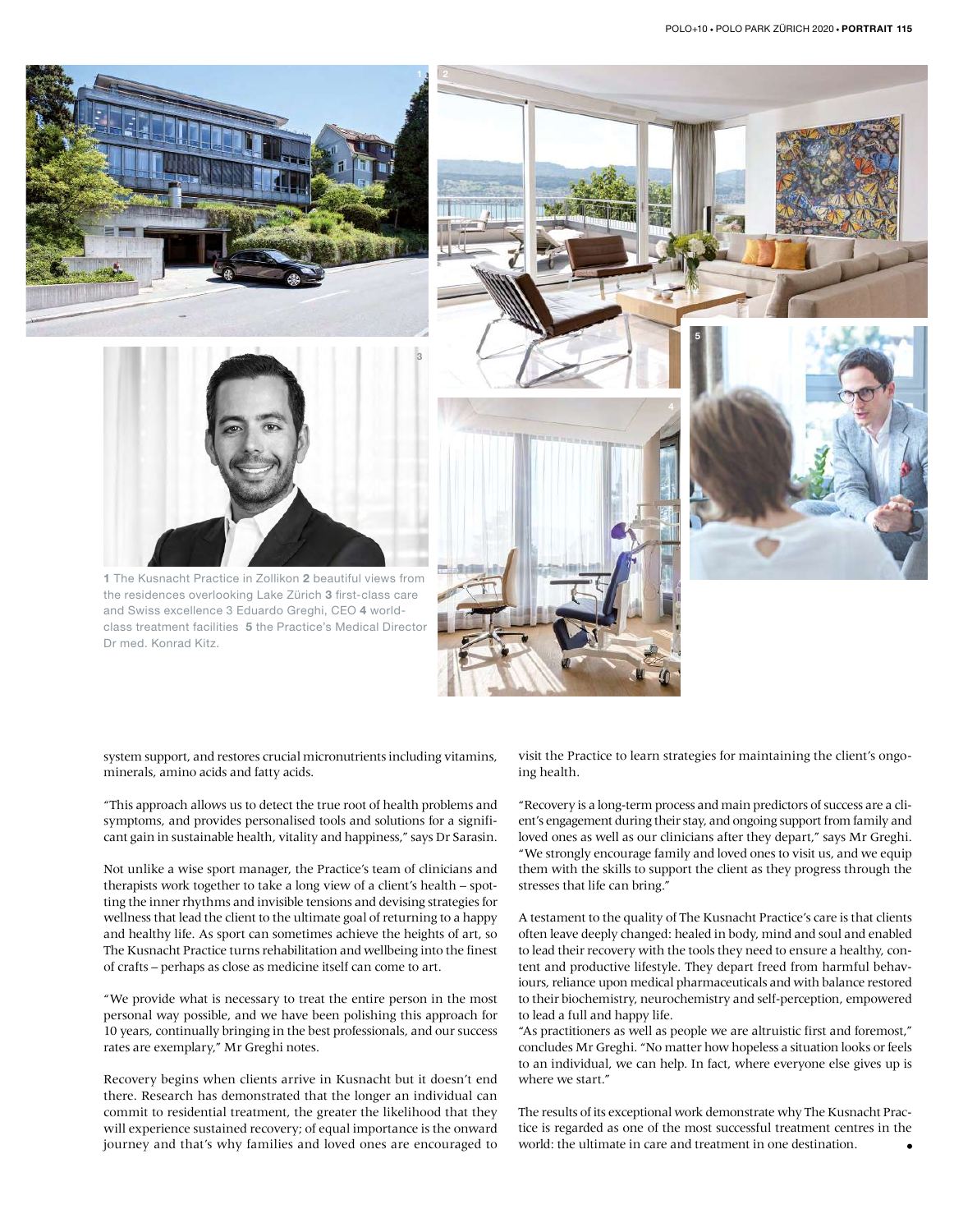**1** The Kusnacht Practice in Zollikon **2** beautiful views from the residences overlooking Lake Zürich **3** first-class care and Swiss excellence 3 Eduardo Greghi, CEO **4** world-class treatment facilities **5** the Practice's Medical Director Dr med. Konrad Kitz.

system support, and restores crucial micronutrients including vitamins, minerals, amino acids and fatty acids.

"This approach allows us to detect the true root of health problems and symptoms, and provides personalised tools and solutions for a significant gain in sustainable health, vitality and happiness," says Dr Sarasin.

Not unlike a wise sport manager, the Practice's team of clinicians and therapists work together to take a long view of a client's health – spotting the inner rhythms and invisible tensions and devising strategies for wellness that lead the client to the ultimate goal of returning to a happy and healthy life. As sport can sometimes achieve the heights of art, so The Kusnacht Practice turns rehabilitation and wellbeing into the finest of crafts – perhaps as close as medicine itself can come to art.

"We provide what is necessary to treat the entire person in the most personal way possible, and we have been polishing this approach for 10 years, continually bringing in the best professionals, and our success rates are exemplary," Mr Greghi notes.

Recovery begins when clients arrive in Kusnacht but it doesn't end there. Research has demonstrated that the longer an individual can commit to residential treatment, the greater the likelihood that they will experience sustained recovery; of equal importance is the onward journey and that's why families and loved ones are encouraged to visit the Practice to learn strategies for maintaining the client's ongoing health.

"Recovery is a long-term process and main predictors of success are a client's engagement during their stay, and ongoing support from family and loved ones as well as our clinicians after they depart," says Mr Greghi. "We strongly encourage family and loved ones to visit us, and we equip them with the skills to support the client as they progress through the stresses that life can bring."

A testament to the quality of The Kusnacht Practice's care is that clients often leave deeply changed: healed in body, mind and soul and enabled to lead their recovery with the tools they need to ensure a healthy, content and productive lifestyle. They depart freed from harmful behaviours, reliance upon medical pharmaceuticals and with balance restored to their biochemistry, neurochemistry and self-perception, empowered to lead a full and happy life.

"As practitioners as well as people we are altruistic first and foremost," concludes Mr Greghi. "No matter how hopeless a situation looks or feels to an individual, we can help. In fact, where everyone else gives up is where we start."

The results of its exceptional work demonstrate why The Kusnacht Practice is regarded as one of the most successful treatment centres in the world: the ultimate in care and treatment in one destination.